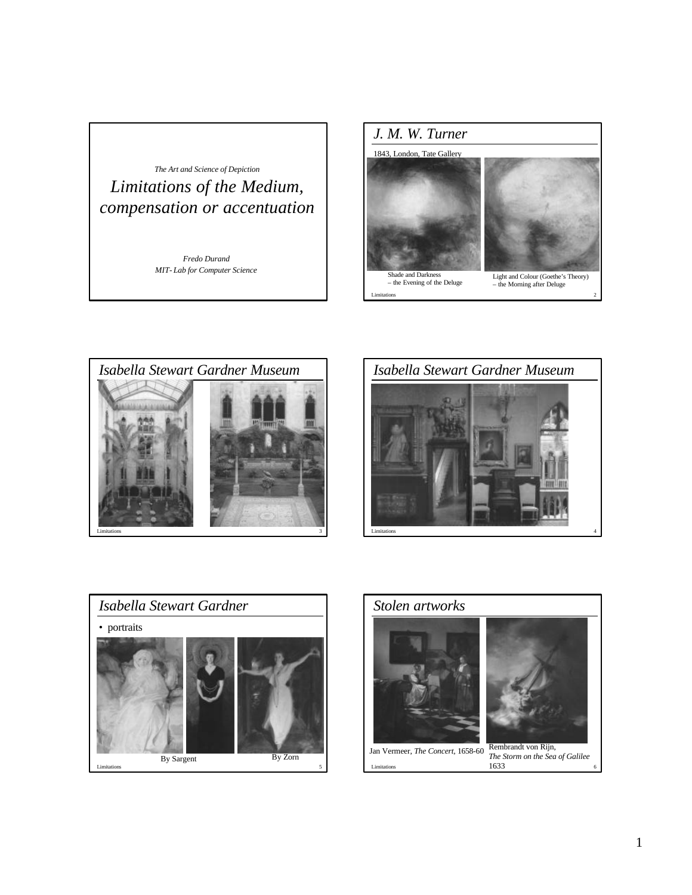*The Art and Science of Depiction*

# *Limitations of the Medium, compensation or accentuation*

*Fredo Durand*

*MIT- Lab for Computer Science*

## *J. M. W. Turner*

1843, London, Tate Gallery

Shade and Darkness – the Evening of the Deluge

Light and Colour (Goethe's Theory) – the Morning after Deluge

## *Isabella Stewart Gardner Museum*

## *Isabella Stewart Gardner Museum*

## *Isabella Stewart Gardner*

- portraits

By Sargent

By Zorn

## *Stolen artworks*

Jan Vermeer, *The Concert*, 1658-60

Rembrandt von Rijn, *The Storm on the Sea of Galilee* 1633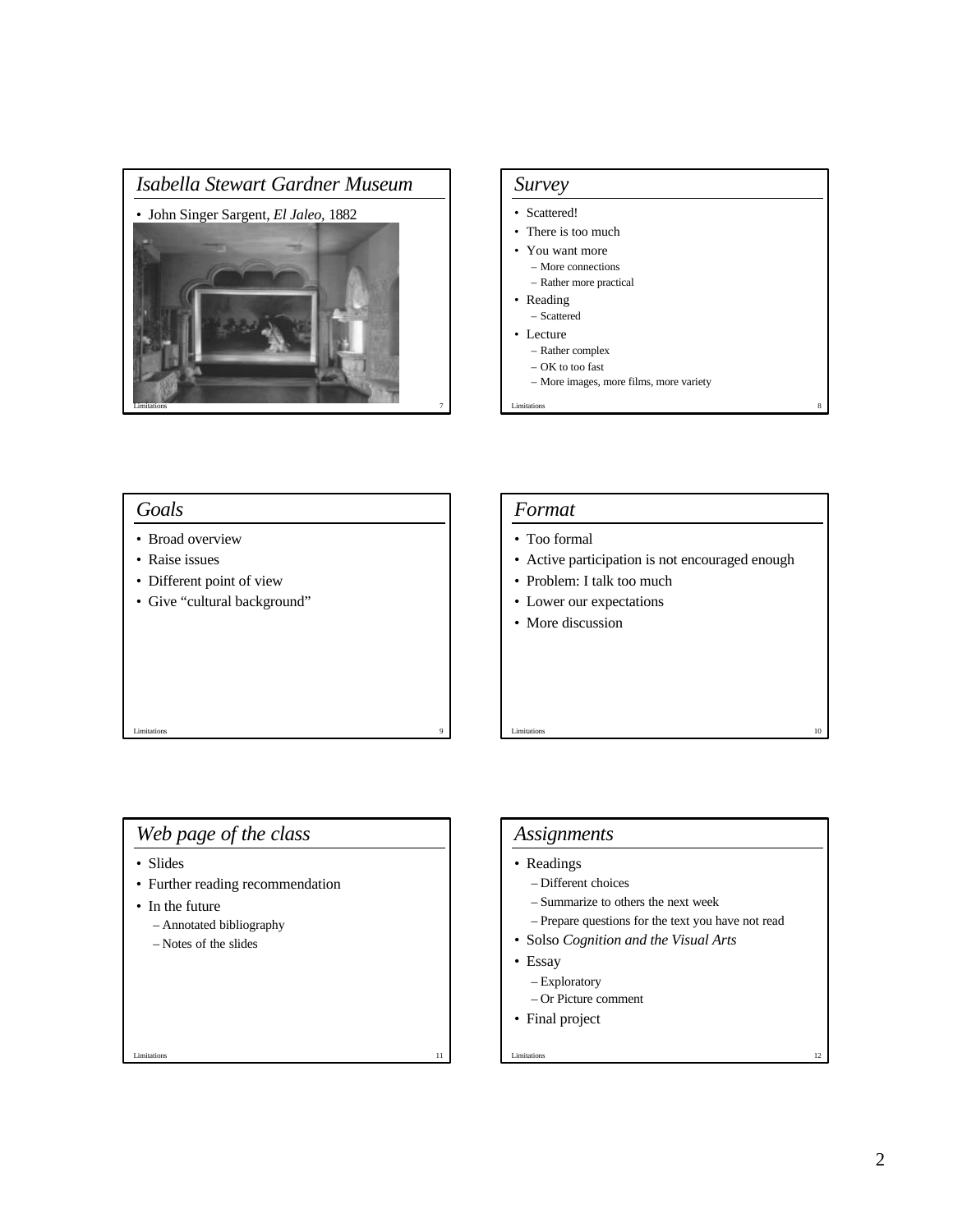## *Isabella Stewart Gardner Museum*

- John Singer Sargent, *El Jaleo*, 1882

## *Survey*

- Scattered!
- There is too much
- You want more
  - More connections
  - Rather more practical
- Reading
  - Scattered
- Lecture
  - Rather complex
  - OK to too fast
  - More images, more films, more variety

## *Goals*

- Broad overview
- Raise issues
- Different point of view
- Give "cultural background"

## *Format*

- Too formal
- Active participation is not encouraged enough
- Problem: I talk too much
- Lower our expectations
- More discussion

## *Web page of the class*

- Slides
- Further reading recommendation
- In the future
  - Annotated bibliography
  - Notes of the slides

## *Assignments*

- Readings
  - Different choices
  - Summarize to others the next week
  - Prepare questions for the text you have not read
- Solso *Cognition and the Visual Arts*
- Essay
  - Exploratory
  - Or Picture comment
- Final project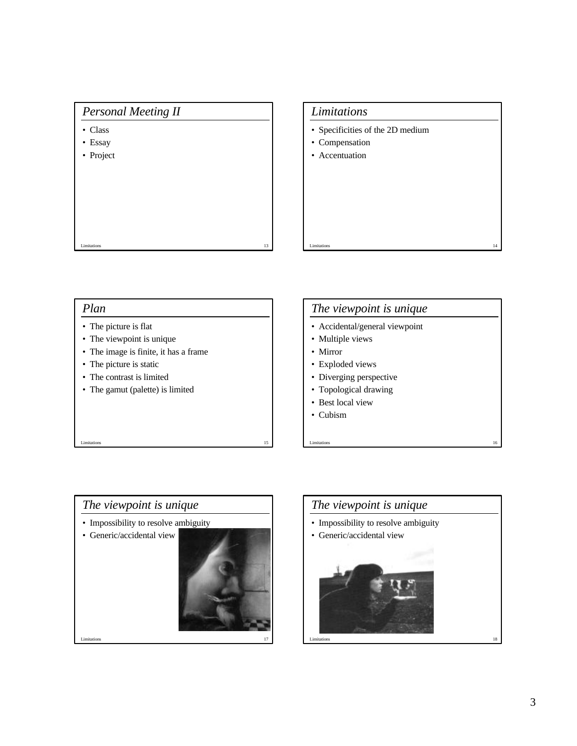## Personal Meeting II

- Class
- Essay
- Project

## Limitations

- Specificities of the 2D medium
- Compensation
- Accentuation

## Plan

- The picture is flat
- The viewpoint is unique
- The image is finite, it has a frame
- The picture is static
- The contrast is limited
- The gamut (palette) is limited

## The viewpoint is unique

- Accidental/general viewpoint
- Multiple views
- Mirror
- Exploded views
- Diverging perspective
- Topological drawing
- Best local view
- Cubism

## The viewpoint is unique

- Impossibility to resolve ambiguity
- Generic/accidental view

## The viewpoint is unique

- Impossibility to resolve ambiguity
- Generic/accidental view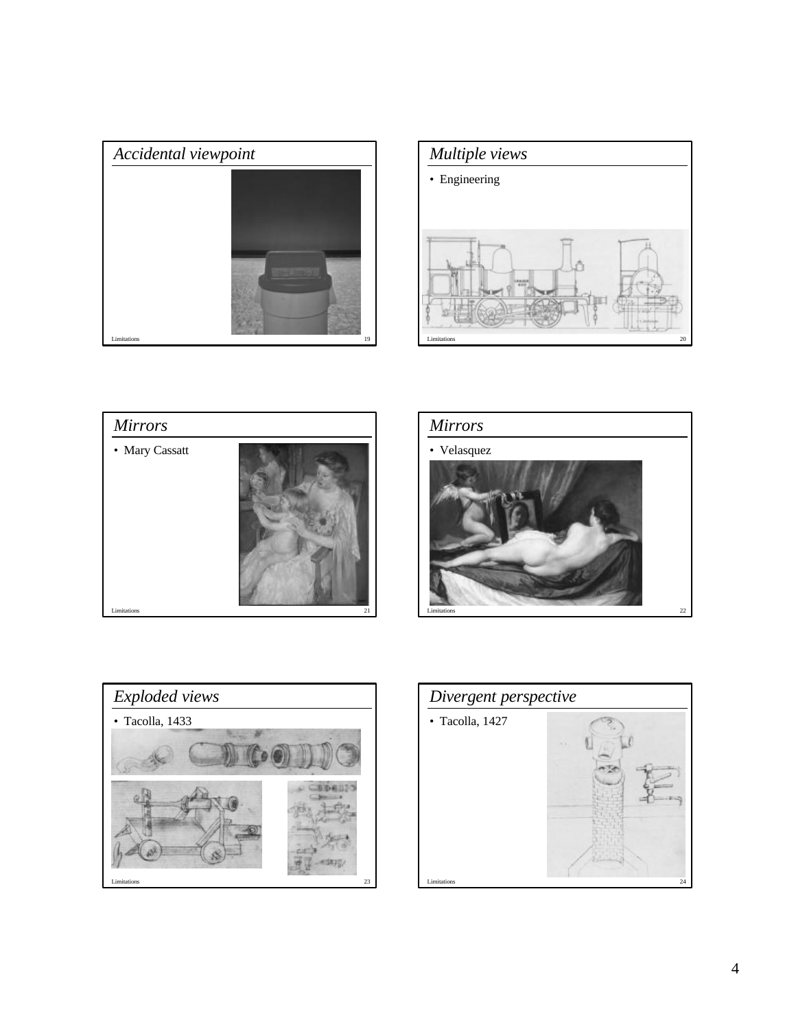## *Accidental viewpoint*

## *Multiple views*

- Engineering

## *Mirrors*

- Mary Cassatt

## *Mirrors*

- Velasquez

## *Exploded views*

- Tacolla, 1433

## *Divergent perspective*

- Tacolla, 1427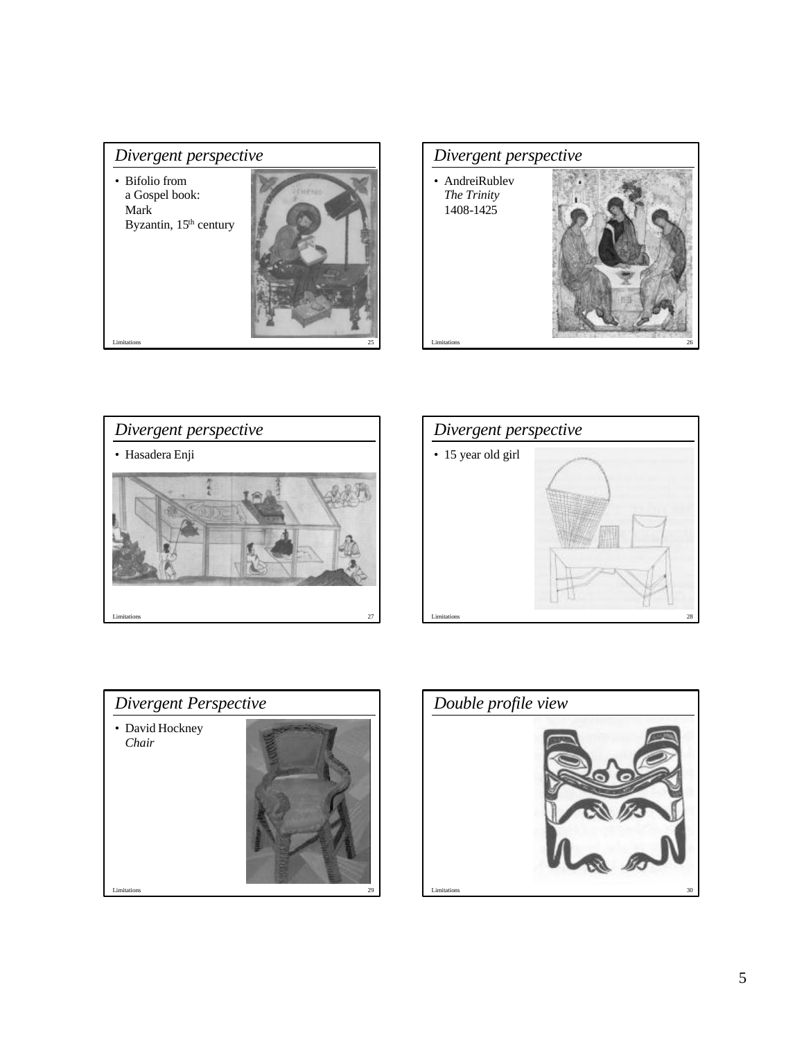## *Divergent perspective*

- Bifolio from a Gospel book: Mark Byzantin, 15th century

## *Divergent perspective*

- AndreiRublev *The Trinity* 1408-1425

## *Divergent perspective*

- Hasadera Enji

## *Divergent perspective*

- 15 year old girl

## *Divergent Perspective*

- David Hockney *Chair*

## *Double profile view*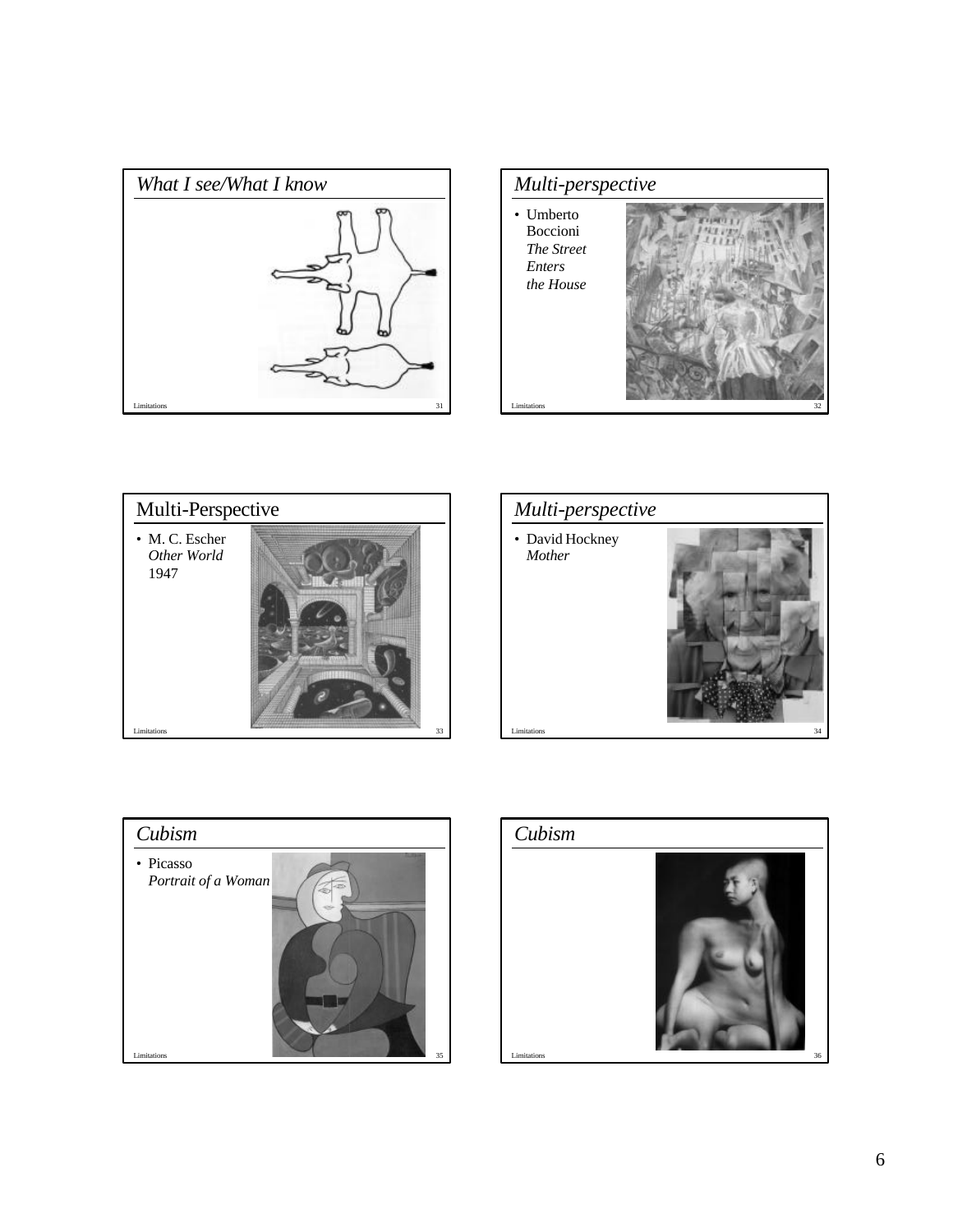## *What I see/What I know*

## *Multi-perspective*

- Umberto Boccioni *The Street Enters the House*

## Multi-Perspective

- M. C. Escher *Other World* 1947

## *Multi-perspective*

- David Hockney *Mother*

## *Cubism*

- Picasso *Portrait of a Woman*

## *Cubism*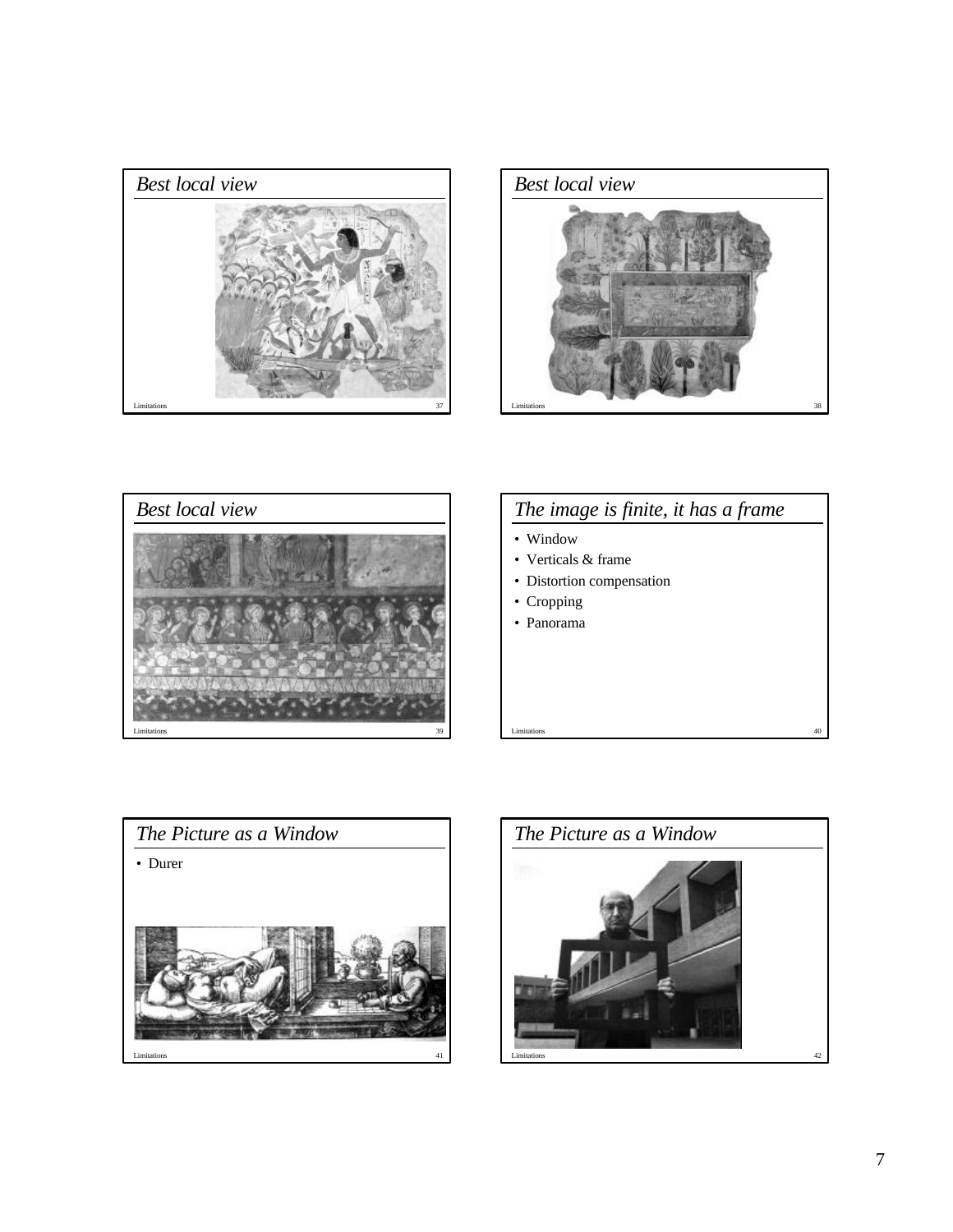## Best local view

## Best local view

## Best local view

## The image is finite, it has a frame

- Window
- Verticals & frame
- Distortion compensation
- Cropping
- Panorama

## The Picture as a Window

- Durer

## The Picture as a Window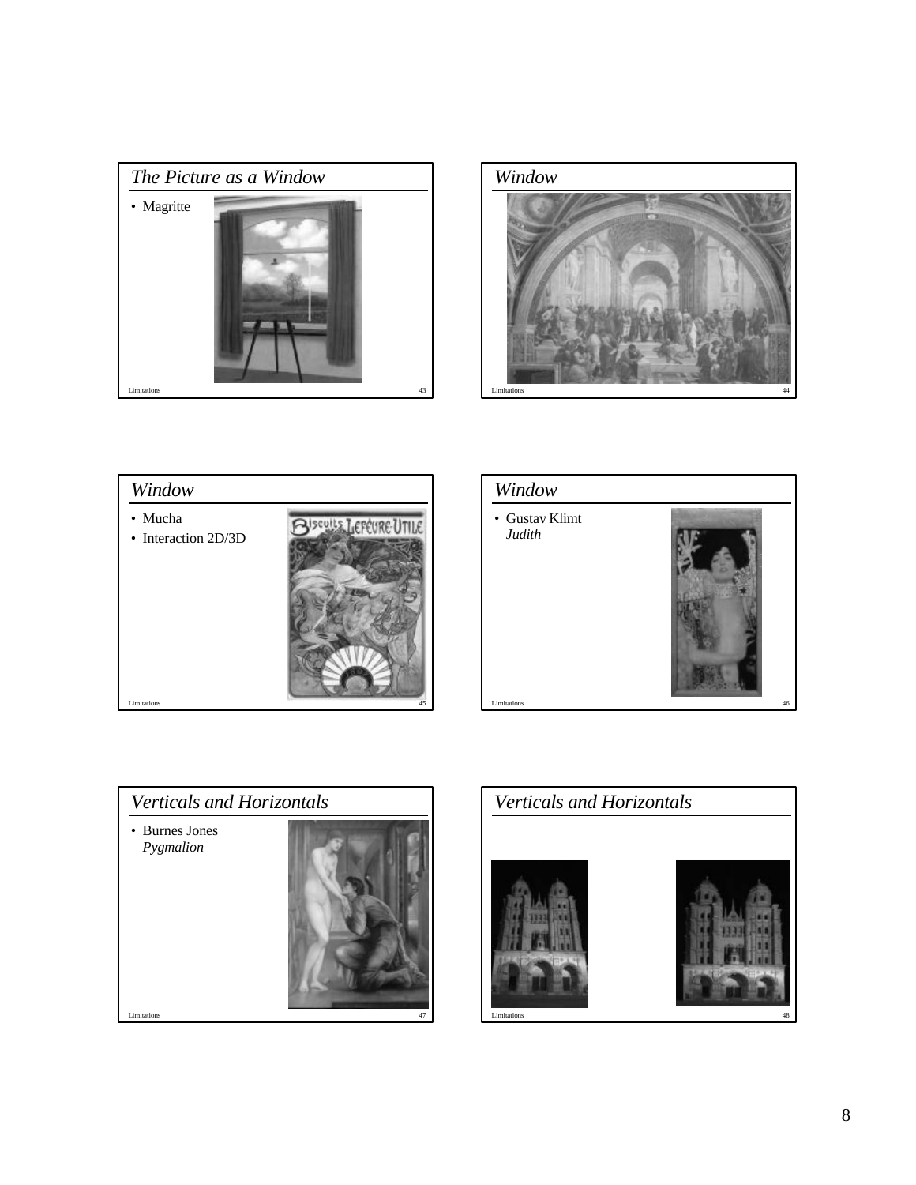## *The Picture as a Window*

- Magritte

## *Window*

## *Window*

- Mucha
- Interaction 2D/3D

## *Window*

- Gustav Klimt
  *Judith*

## *Verticals and Horizontals*

- Burnes Jones
  *Pygmalion*

## *Verticals and Horizontals*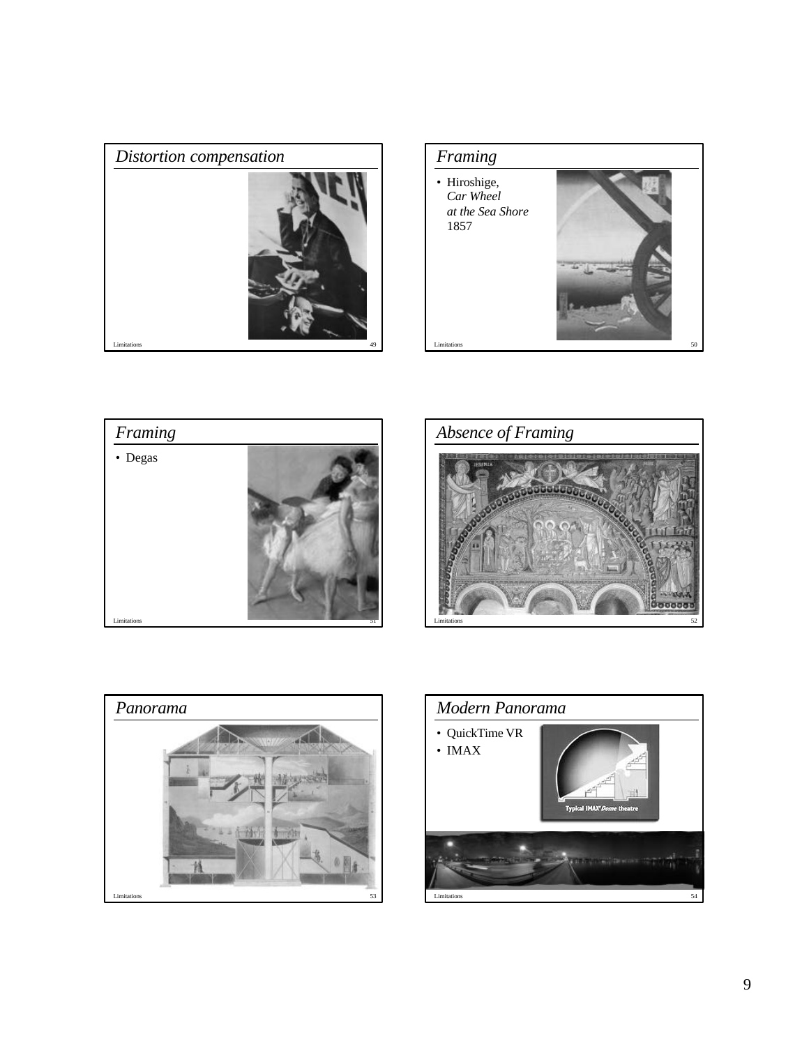## *Distortion compensation*

## *Framing*

- Hiroshige, *Car Wheel at the Sea Shore* 1857

## *Framing*

- Degas

## *Absence of Framing*

## *Panorama*

## *Modern Panorama*

- QuickTime VR
- IMAX

Typical IMAX *Dome* theatre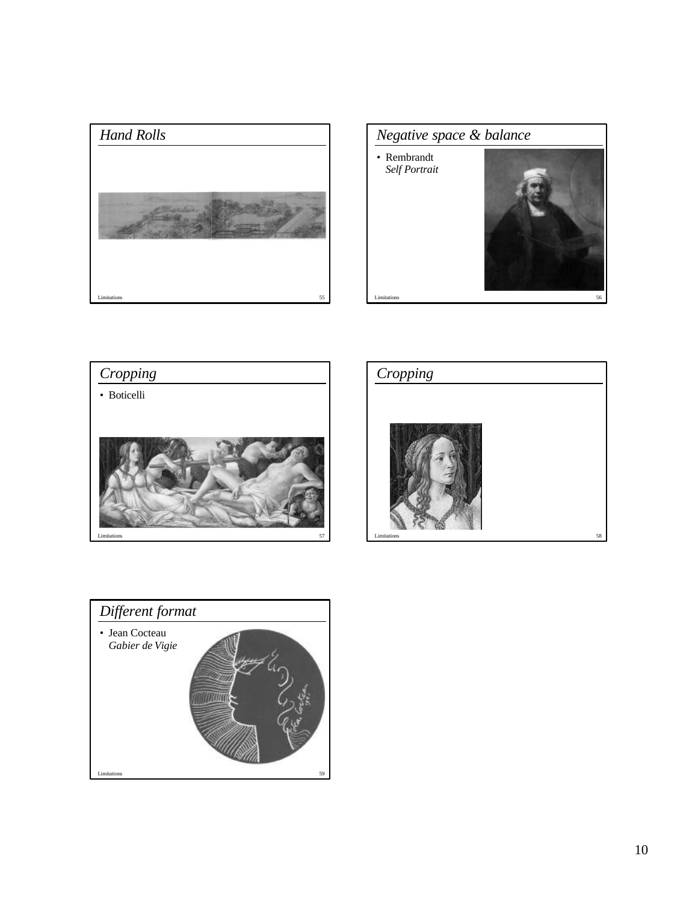## *Hand Rolls*

## *Negative space & balance*

- Rembrandt
  *Self Portrait*

## *Cropping*

- Boticelli

## *Cropping*

## *Different format*

- Jean Cocteau
  *Gabier de Vigie*